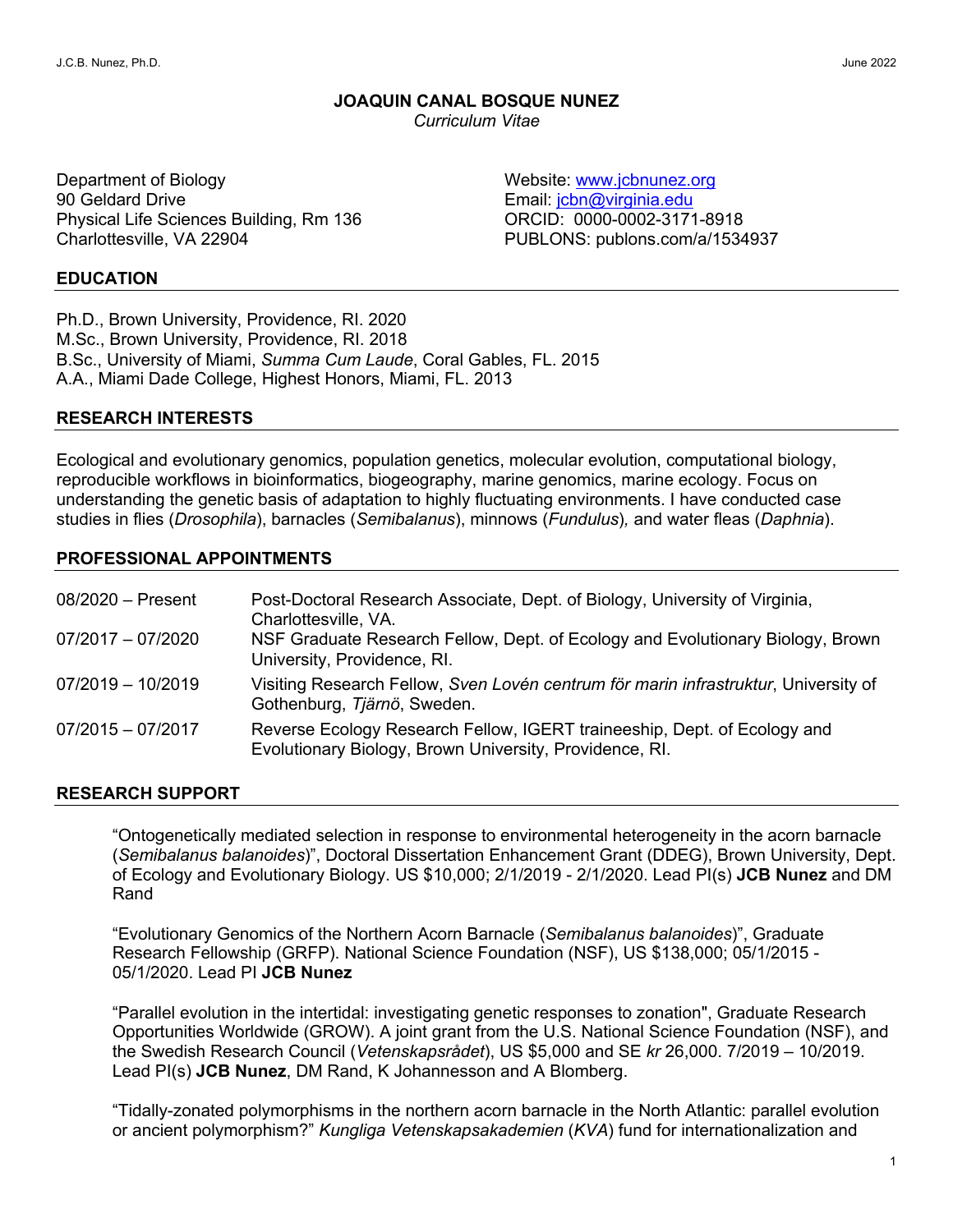# JOAQUIN CANAL BOSQUE NUNEZ

*Curriculum Vitae*

Department of Biology
90 Geldard Drive
Physical Life Sciences Building, Rm 136
Charlottesville, VA 22904

Website: [www.jcbnunez.org](http://www.jcbnunez.org)
Email: [jcbn@virginia.edu](mailto:jcbn@virginia.edu)
ORCID: 0000-0002-3171-8918
PUBLONS: publons.com/a/1534937

## EDUCATION

Ph.D., Brown University, Providence, RI. 2020
M.Sc., Brown University, Providence, RI. 2018
B.Sc., University of Miami, *Summa Cum Laude*, Coral Gables, FL. 2015
A.A., Miami Dade College, Highest Honors, Miami, FL. 2013

## RESEARCH INTERESTS

Ecological and evolutionary genomics, population genetics, molecular evolution, computational biology, reproducible workflows in bioinformatics, biogeography, marine genomics, marine ecology. Focus on understanding the genetic basis of adaptation to highly fluctuating environments. I have conducted case studies in flies (*Drosophila*), barnacles (*Semibalanus*), minnows (*Fundulus*), and water fleas (*Daphnia*).

## PROFESSIONAL APPOINTMENTS

| | |
|---|---|
| 08/2020 – Present | Post-Doctoral Research Associate, Dept. of Biology, University of Virginia, Charlottesville, VA. |
| 07/2017 – 07/2020 | NSF Graduate Research Fellow, Dept. of Ecology and Evolutionary Biology, Brown University, Providence, RI. |
| 07/2019 – 10/2019 | Visiting Research Fellow, *Sven Lovén centrum för marin infrastruktur*, University of Gothenburg, *Tjärnö*, Sweden. |
| 07/2015 – 07/2017 | Reverse Ecology Research Fellow, IGERT traineeship, Dept. of Ecology and Evolutionary Biology, Brown University, Providence, RI. |

## RESEARCH SUPPORT

"Ontogenetically mediated selection in response to environmental heterogeneity in the acorn barnacle (*Semibalanus balanoides*)", Doctoral Dissertation Enhancement Grant (DDEG), Brown University, Dept. of Ecology and Evolutionary Biology. US $10,000; 2/1/2019 - 2/1/2020. Lead PI(s) **JCB Nunez** and DM Rand

"Evolutionary Genomics of the Northern Acorn Barnacle (*Semibalanus balanoides*)", Graduate Research Fellowship (GRFP). National Science Foundation (NSF), US $138,000; 05/1/2015 - 05/1/2020. Lead PI **JCB Nunez**

"Parallel evolution in the intertidal: investigating genetic responses to zonation", Graduate Research Opportunities Worldwide (GROW). A joint grant from the U.S. National Science Foundation (NSF), and the Swedish Research Council (*Vetenskapsrådet*), US $5,000 and SE *kr* 26,000. 7/2019 – 10/2019. Lead PI(s) **JCB Nunez**, DM Rand, K Johannesson and A Blomberg.

"Tidally-zonated polymorphisms in the northern acorn barnacle in the North Atlantic: parallel evolution or ancient polymorphism?" *Kungliga Vetenskapsakademien* (*KVA*) fund for internationalization and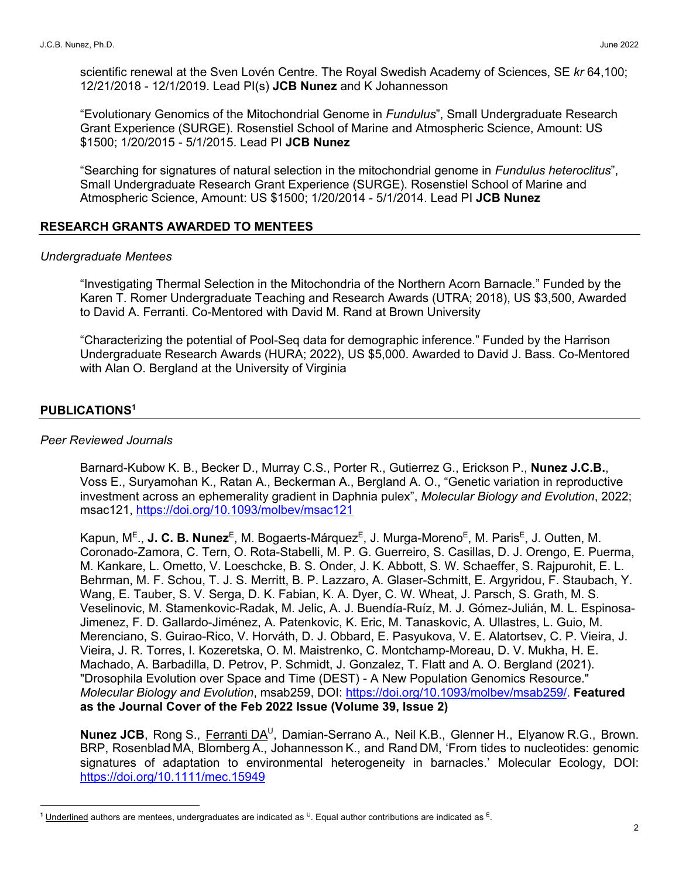scientific renewal at the Sven Lovén Centre. The Royal Swedish Academy of Sciences, SE *kr* 64,100; 12/21/2018 - 12/1/2019. Lead PI(s) **JCB Nunez** and K Johannesson

"Evolutionary Genomics of the Mitochondrial Genome in *Fundulus*", Small Undergraduate Research Grant Experience (SURGE). Rosenstiel School of Marine and Atmospheric Science, Amount: US $1500; 1/20/2015 - 5/1/2015. Lead PI **JCB Nunez**

"Searching for signatures of natural selection in the mitochondrial genome in *Fundulus heteroclitus*", Small Undergraduate Research Grant Experience (SURGE). Rosenstiel School of Marine and Atmospheric Science, Amount: US $1500; 1/20/2014 - 5/1/2014. Lead PI **JCB Nunez**

## RESEARCH GRANTS AWARDED TO MENTEES

*Undergraduate Mentees*

"Investigating Thermal Selection in the Mitochondria of the Northern Acorn Barnacle." Funded by the Karen T. Romer Undergraduate Teaching and Research Awards (UTRA; 2018), US $3,500, Awarded to David A. Ferranti. Co-Mentored with David M. Rand at Brown University

"Characterizing the potential of Pool-Seq data for demographic inference." Funded by the Harrison Undergraduate Research Awards (HURA; 2022), US $5,000. Awarded to David J. Bass. Co-Mentored with Alan O. Bergland at the University of Virginia

## PUBLICATIONS[1]

*Peer Reviewed Journals*

Barnard-Kubow K. B., Becker D., Murray C.S., Porter R., Gutierrez G., Erickson P., **Nunez J.C.B.**, Voss E., Suryamohan K., Ratan A., Beckerman A., Bergland A. O., "Genetic variation in reproductive investment across an ephemerality gradient in Daphnia pulex", *Molecular Biology and Evolution*, 2022; msac121, https://doi.org/10.1093/molbev/msac121

Kapun, M[E]., **J. C. B. Nunez**[E], M. Bogaerts-Márquez[E], J. Murga-Moreno[E], M. Paris[E], J. Outten, M. Coronado-Zamora, C. Tern, O. Rota-Stabelli, M. P. G. Guerreiro, S. Casillas, D. J. Orengo, E. Puerma, M. Kankare, L. Ometto, V. Loeschcke, B. S. Onder, J. K. Abbott, S. W. Schaeffer, S. Rajpurohit, E. L. Behrman, M. F. Schou, T. J. S. Merritt, B. P. Lazzaro, A. Glaser-Schmitt, E. Argyridou, F. Staubach, Y. Wang, E. Tauber, S. V. Serga, D. K. Fabian, K. A. Dyer, C. W. Wheat, J. Parsch, S. Grath, M. S. Veselinovic, M. Stamenkovic-Radak, M. Jelic, A. J. Buendía-Ruíz, M. J. Gómez-Julián, M. L. Espinosa-Jimenez, F. D. Gallardo-Jiménez, A. Patenkovic, K. Eric, M. Tanaskovic, A. Ullastres, L. Guio, M. Merenciano, S. Guirao-Rico, V. Horváth, D. J. Obbard, E. Pasyukova, V. E. Alatortsev, C. P. Vieira, J. Vieira, J. R. Torres, I. Kozeretska, O. M. Maistrenko, C. Montchamp-Moreau, D. V. Mukha, H. E. Machado, A. Barbadilla, D. Petrov, P. Schmidt, J. Gonzalez, T. Flatt and A. O. Bergland (2021). "Drosophila Evolution over Space and Time (DEST) - A New Population Genomics Resource." *Molecular Biology and Evolution*, msab259, DOI: https://doi.org/10.1093/molbev/msab259/. **Featured as the Journal Cover of the Feb 2022 Issue (Volume 39, Issue 2)**

**Nunez JCB**, Rong S., Ferranti DA[U], Damian-Serrano A., Neil K.B., Glenner H., Elyanow R.G., Brown. BRP, Rosenblad MA, Blomberg A., Johannesson K., and Rand DM, 'From tides to nucleotides: genomic signatures of adaptation to environmental heterogeneity in barnacles.' Molecular Ecology, DOI: https://doi.org/10.1111/mec.15949

[1] Underlined authors are mentees, undergraduates are indicated as [U]. Equal author contributions are indicated as [E].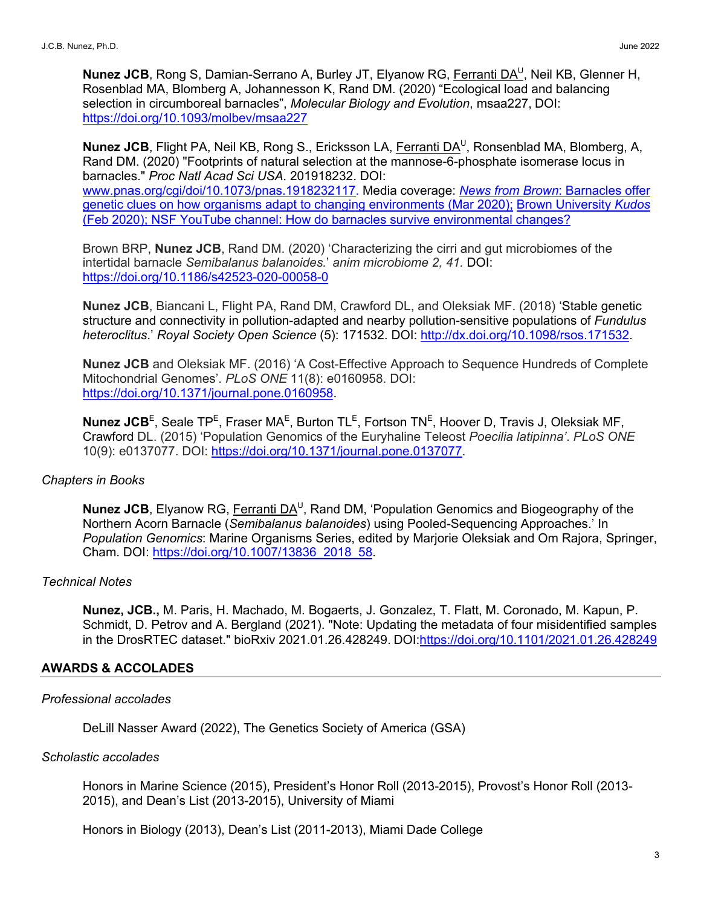**Nunez JCB**, Rong S, Damian-Serrano A, Burley JT, Elyanow RG, Ferranti DA[U], Neil KB, Glenner H, Rosenblad MA, Blomberg A, Johannesson K, Rand DM. (2020) "Ecological load and balancing selection in circumboreal barnacles", *Molecular Biology and Evolution*, msaa227, DOI: https://doi.org/10.1093/molbev/msaa227

**Nunez JCB**, Flight PA, Neil KB, Rong S., Ericksson LA, Ferranti DA[U], Ronsenblad MA, Blomberg, A, Rand DM. (2020) "Footprints of natural selection at the mannose-6-phosphate isomerase locus in barnacles." *Proc Natl Acad Sci USA*. 201918232. DOI: www.pnas.org/cgi/doi/10.1073/pnas.1918232117. Media coverage: *News from Brown*: Barnacles offer genetic clues on how organisms adapt to changing environments (Mar 2020); Brown University *Kudos* (Feb 2020); NSF YouTube channel: How do barnacles survive environmental changes?

Brown BRP, **Nunez JCB**, Rand DM. (2020) 'Characterizing the cirri and gut microbiomes of the intertidal barnacle *Semibalanus balanoides.*' *anim microbiome 2, 41.* DOI: https://doi.org/10.1186/s42523-020-00058-0

**Nunez JCB**, Biancani L, Flight PA, Rand DM, Crawford DL, and Oleksiak MF. (2018) 'Stable genetic structure and connectivity in pollution-adapted and nearby pollution-sensitive populations of *Fundulus heteroclitus*.' *Royal Society Open Science* (5): 171532. DOI: http://dx.doi.org/10.1098/rsos.171532.

**Nunez JCB** and Oleksiak MF. (2016) 'A Cost-Effective Approach to Sequence Hundreds of Complete Mitochondrial Genomes'. *PLoS ONE* 11(8): e0160958. DOI: https://doi.org/10.1371/journal.pone.0160958.

**Nunez JCB**[E], Seale TP[E], Fraser MA[E], Burton TL[E], Fortson TN[E], Hoover D, Travis J, Oleksiak MF, Crawford DL. (2015) 'Population Genomics of the Euryhaline Teleost *Poecilia latipinna'*. *PLoS ONE* 10(9): e0137077. DOI: https://doi.org/10.1371/journal.pone.0137077.

*Chapters in Books*

**Nunez JCB**, Elyanow RG, Ferranti DA[U], Rand DM, 'Population Genomics and Biogeography of the Northern Acorn Barnacle (*Semibalanus balanoides*) using Pooled-Sequencing Approaches.' In *Population Genomics*: Marine Organisms Series, edited by Marjorie Oleksiak and Om Rajora, Springer, Cham. DOI: https://doi.org/10.1007/13836_2018_58.

*Technical Notes*

**Nunez, JCB.,** M. Paris, H. Machado, M. Bogaerts, J. Gonzalez, T. Flatt, M. Coronado, M. Kapun, P. Schmidt, D. Petrov and A. Bergland (2021). "Note: Updating the metadata of four misidentified samples in the DrosRTEC dataset." bioRxiv 2021.01.26.428249. DOI:https://doi.org/10.1101/2021.01.26.428249

## AWARDS & ACCOLADES

*Professional accolades*

DeLill Nasser Award (2022), The Genetics Society of America (GSA)

*Scholastic accolades*

Honors in Marine Science (2015), President's Honor Roll (2013-2015), Provost's Honor Roll (2013-2015), and Dean's List (2013-2015), University of Miami

Honors in Biology (2013), Dean's List (2011-2013), Miami Dade College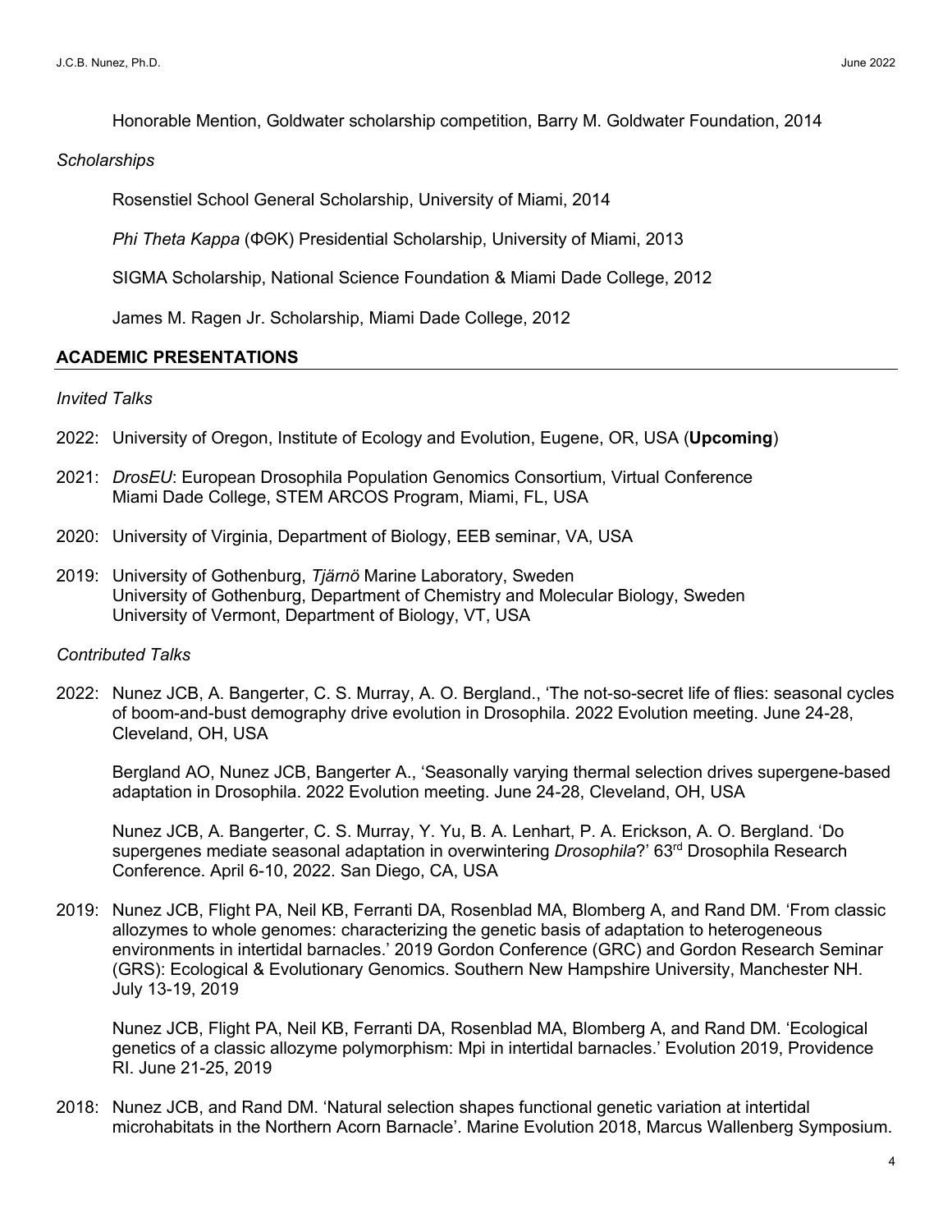Honorable Mention, Goldwater scholarship competition, Barry M. Goldwater Foundation, 2014

*Scholarships*

Rosenstiel School General Scholarship, University of Miami, 2014

*Phi Theta Kappa* (ΦΘK) Presidential Scholarship, University of Miami, 2013

SIGMA Scholarship, National Science Foundation & Miami Dade College, 2012

James M. Ragen Jr. Scholarship, Miami Dade College, 2012

## ACADEMIC PRESENTATIONS

*Invited Talks*

2022: University of Oregon, Institute of Ecology and Evolution, Eugene, OR, USA (**Upcoming**)

2021: *DrosEU*: European Drosophila Population Genomics Consortium, Virtual Conference
Miami Dade College, STEM ARCOS Program, Miami, FL, USA

2020: University of Virginia, Department of Biology, EEB seminar, VA, USA

2019: University of Gothenburg, *Tjärnö* Marine Laboratory, Sweden
University of Gothenburg, Department of Chemistry and Molecular Biology, Sweden
University of Vermont, Department of Biology, VT, USA

*Contributed Talks*

2022: Nunez JCB, A. Bangerter, C. S. Murray, A. O. Bergland., 'The not-so-secret life of flies: seasonal cycles of boom-and-bust demography drive evolution in Drosophila. 2022 Evolution meeting. June 24-28, Cleveland, OH, USA

Bergland AO, Nunez JCB, Bangerter A., 'Seasonally varying thermal selection drives supergene-based adaptation in Drosophila. 2022 Evolution meeting. June 24-28, Cleveland, OH, USA

Nunez JCB, A. Bangerter, C. S. Murray, Y. Yu, B. A. Lenhart, P. A. Erickson, A. O. Bergland. 'Do supergenes mediate seasonal adaptation in overwintering *Drosophila*?' 63rd Drosophila Research Conference. April 6-10, 2022. San Diego, CA, USA

2019: Nunez JCB, Flight PA, Neil KB, Ferranti DA, Rosenblad MA, Blomberg A, and Rand DM. 'From classic allozymes to whole genomes: characterizing the genetic basis of adaptation to heterogeneous environments in intertidal barnacles.' 2019 Gordon Conference (GRC) and Gordon Research Seminar (GRS): Ecological & Evolutionary Genomics. Southern New Hampshire University, Manchester NH. July 13-19, 2019

Nunez JCB, Flight PA, Neil KB, Ferranti DA, Rosenblad MA, Blomberg A, and Rand DM. 'Ecological genetics of a classic allozyme polymorphism: Mpi in intertidal barnacles.' Evolution 2019, Providence RI. June 21-25, 2019

2018: Nunez JCB, and Rand DM. 'Natural selection shapes functional genetic variation at intertidal microhabitats in the Northern Acorn Barnacle'. Marine Evolution 2018, Marcus Wallenberg Symposium.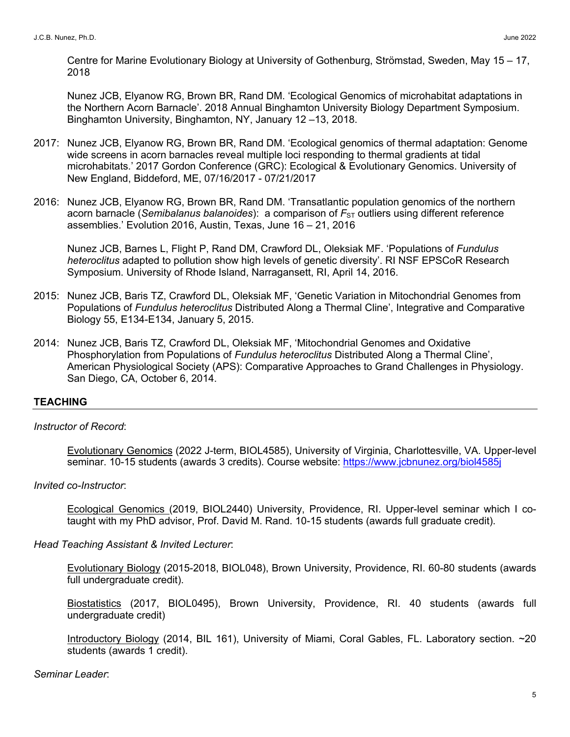Centre for Marine Evolutionary Biology at University of Gothenburg, Strömstad, Sweden, May 15 – 17, 2018

Nunez JCB, Elyanow RG, Brown BR, Rand DM. 'Ecological Genomics of microhabitat adaptations in the Northern Acorn Barnacle'. 2018 Annual Binghamton University Biology Department Symposium. Binghamton University, Binghamton, NY, January 12 –13, 2018.

2017: Nunez JCB, Elyanow RG, Brown BR, Rand DM. 'Ecological genomics of thermal adaptation: Genome wide screens in acorn barnacles reveal multiple loci responding to thermal gradients at tidal microhabitats.' 2017 Gordon Conference (GRC): Ecological & Evolutionary Genomics. University of New England, Biddeford, ME, 07/16/2017 - 07/21/2017

2016: Nunez JCB, Elyanow RG, Brown BR, Rand DM. 'Transatlantic population genomics of the northern acorn barnacle (*Semibalanus balanoides*): a comparison of $F_{ST}$ outliers using different reference assemblies.' Evolution 2016, Austin, Texas, June 16 – 21, 2016

Nunez JCB, Barnes L, Flight P, Rand DM, Crawford DL, Oleksiak MF. 'Populations of *Fundulus heteroclitus* adapted to pollution show high levels of genetic diversity'. RI NSF EPSCoR Research Symposium. University of Rhode Island, Narragansett, RI, April 14, 2016.

2015: Nunez JCB, Baris TZ, Crawford DL, Oleksiak MF, 'Genetic Variation in Mitochondrial Genomes from Populations of *Fundulus heteroclitus* Distributed Along a Thermal Cline', Integrative and Comparative Biology 55, E134-E134, January 5, 2015.

2014: Nunez JCB, Baris TZ, Crawford DL, Oleksiak MF, 'Mitochondrial Genomes and Oxidative Phosphorylation from Populations of *Fundulus heteroclitus* Distributed Along a Thermal Cline', American Physiological Society (APS): Comparative Approaches to Grand Challenges in Physiology. San Diego, CA, October 6, 2014.

## TEACHING

*Instructor of Record*:

Evolutionary Genomics (2022 J-term, BIOL4585), University of Virginia, Charlottesville, VA. Upper-level seminar. 10-15 students (awards 3 credits). Course website: https://www.jcbnunez.org/biol4585j

*Invited co-Instructor*:

Ecological Genomics (2019, BIOL2440) University, Providence, RI. Upper-level seminar which I co-taught with my PhD advisor, Prof. David M. Rand. 10-15 students (awards full graduate credit).

*Head Teaching Assistant & Invited Lecturer*:

Evolutionary Biology (2015-2018, BIOL048), Brown University, Providence, RI. 60-80 students (awards full undergraduate credit).

Biostatistics (2017, BIOL0495), Brown University, Providence, RI. 40 students (awards full undergraduate credit)

Introductory Biology (2014, BIL 161), University of Miami, Coral Gables, FL. Laboratory section. ~20 students (awards 1 credit).

*Seminar Leader*: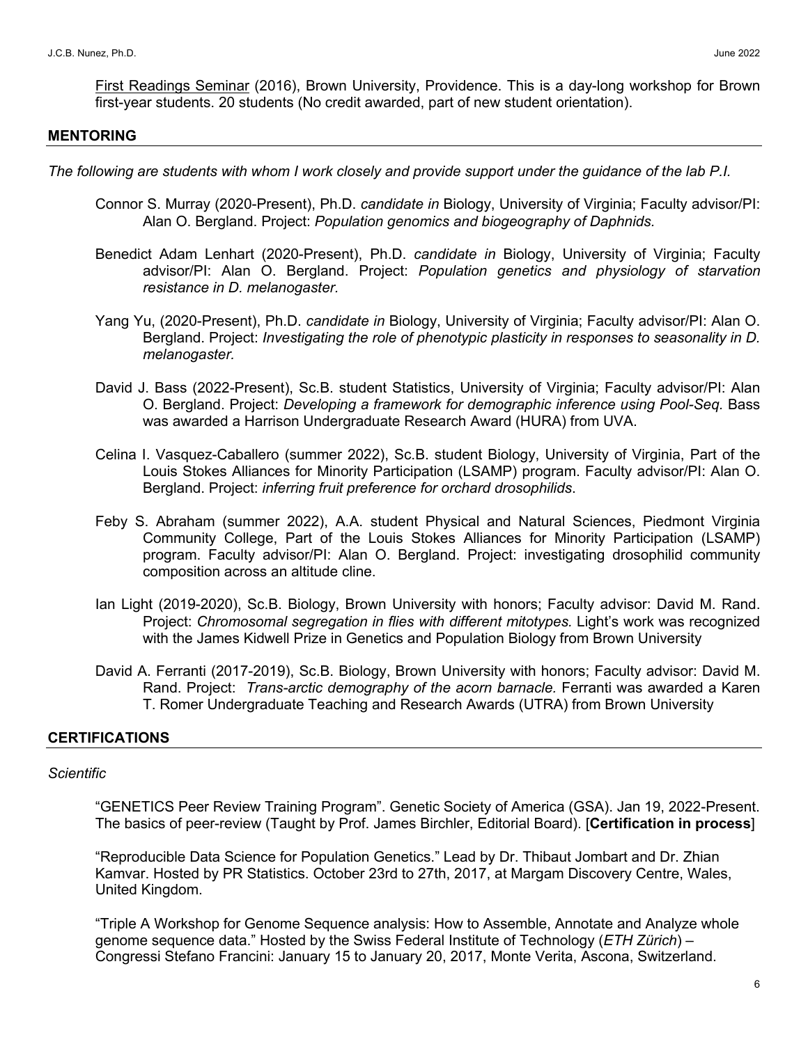First Readings Seminar (2016), Brown University, Providence. This is a day-long workshop for Brown first-year students. 20 students (No credit awarded, part of new student orientation).

## MENTORING

*The following are students with whom I work closely and provide support under the guidance of the lab P.I.*

Connor S. Murray (2020-Present), Ph.D. *candidate in* Biology, University of Virginia; Faculty advisor/PI: Alan O. Bergland. Project: *Population genomics and biogeography of Daphnids.*

Benedict Adam Lenhart (2020-Present), Ph.D. *candidate in* Biology, University of Virginia; Faculty advisor/PI: Alan O. Bergland. Project: *Population genetics and physiology of starvation resistance in D. melanogaster.*

Yang Yu, (2020-Present), Ph.D. *candidate in* Biology, University of Virginia; Faculty advisor/PI: Alan O. Bergland. Project: *Investigating the role of phenotypic plasticity in responses to seasonality in D. melanogaster.*

David J. Bass (2022-Present), Sc.B. student Statistics, University of Virginia; Faculty advisor/PI: Alan O. Bergland. Project: *Developing a framework for demographic inference using Pool-Seq.* Bass was awarded a Harrison Undergraduate Research Award (HURA) from UVA.

Celina I. Vasquez-Caballero (summer 2022), Sc.B. student Biology, University of Virginia, Part of the Louis Stokes Alliances for Minority Participation (LSAMP) program. Faculty advisor/PI: Alan O. Bergland. Project: *inferring fruit preference for orchard drosophilids*.

Feby S. Abraham (summer 2022), A.A. student Physical and Natural Sciences, Piedmont Virginia Community College, Part of the Louis Stokes Alliances for Minority Participation (LSAMP) program. Faculty advisor/PI: Alan O. Bergland. Project: investigating drosophilid community composition across an altitude cline.

Ian Light (2019-2020), Sc.B. Biology, Brown University with honors; Faculty advisor: David M. Rand. Project: *Chromosomal segregation in flies with different mitotypes.* Light's work was recognized with the James Kidwell Prize in Genetics and Population Biology from Brown University

David A. Ferranti (2017-2019), Sc.B. Biology, Brown University with honors; Faculty advisor: David M. Rand. Project: *Trans-arctic demography of the acorn barnacle.* Ferranti was awarded a Karen T. Romer Undergraduate Teaching and Research Awards (UTRA) from Brown University

## CERTIFICATIONS

*Scientific*

"GENETICS Peer Review Training Program". Genetic Society of America (GSA). Jan 19, 2022-Present. The basics of peer-review (Taught by Prof. James Birchler, Editorial Board). [**Certification in process**]

"Reproducible Data Science for Population Genetics." Lead by Dr. Thibaut Jombart and Dr. Zhian Kamvar. Hosted by PR Statistics. October 23rd to 27th, 2017, at Margam Discovery Centre, Wales, United Kingdom.

"Triple A Workshop for Genome Sequence analysis: How to Assemble, Annotate and Analyze whole genome sequence data." Hosted by the Swiss Federal Institute of Technology (*ETH Zürich*) – Congressi Stefano Francini: January 15 to January 20, 2017, Monte Verita, Ascona, Switzerland.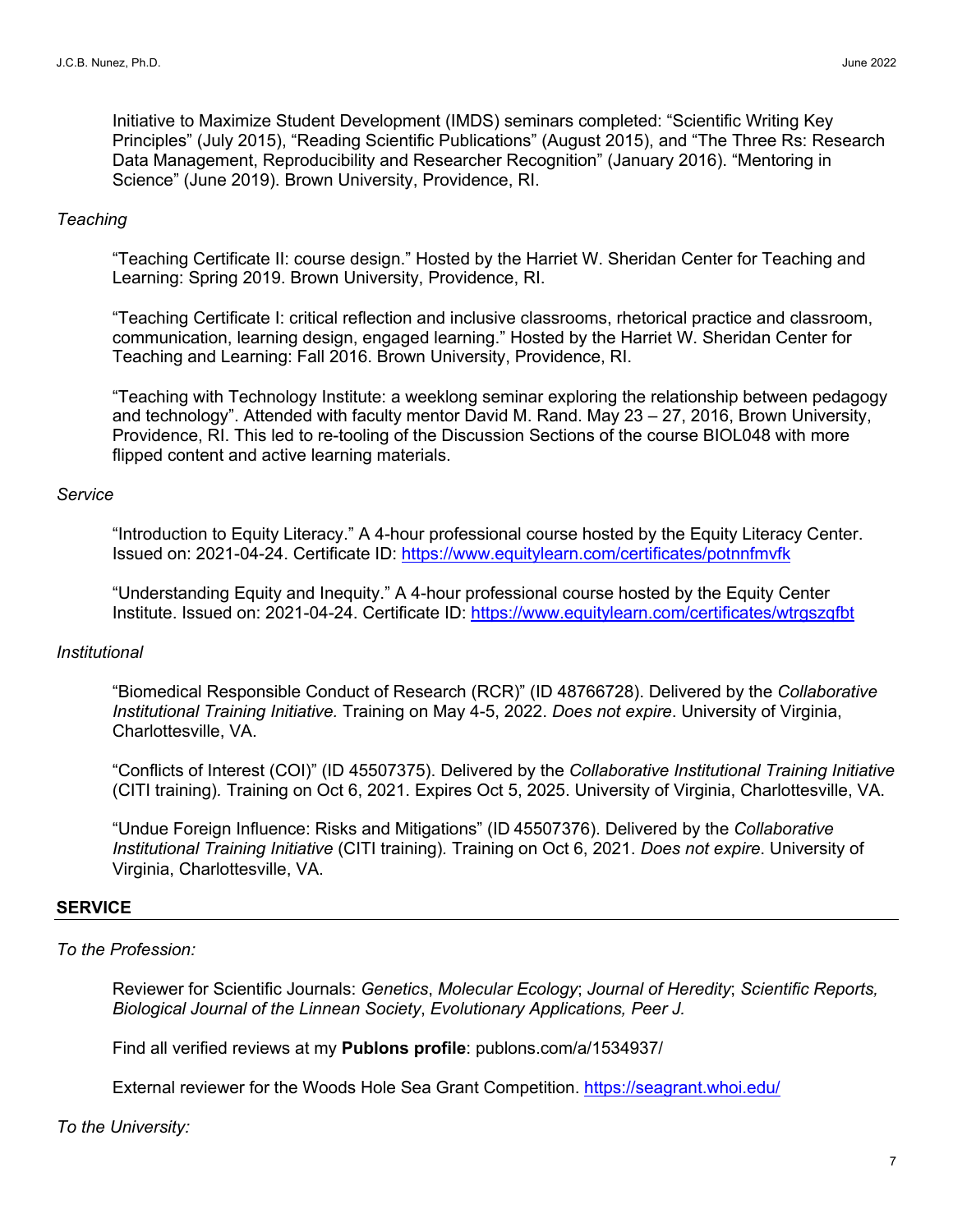Initiative to Maximize Student Development (IMDS) seminars completed: "Scientific Writing Key Principles" (July 2015), "Reading Scientific Publications" (August 2015), and "The Three Rs: Research Data Management, Reproducibility and Researcher Recognition" (January 2016). "Mentoring in Science" (June 2019). Brown University, Providence, RI.

*Teaching*

"Teaching Certificate II: course design." Hosted by the Harriet W. Sheridan Center for Teaching and Learning: Spring 2019. Brown University, Providence, RI.

"Teaching Certificate I: critical reflection and inclusive classrooms, rhetorical practice and classroom, communication, learning design, engaged learning." Hosted by the Harriet W. Sheridan Center for Teaching and Learning: Fall 2016. Brown University, Providence, RI.

"Teaching with Technology Institute: a weeklong seminar exploring the relationship between pedagogy and technology". Attended with faculty mentor David M. Rand. May 23 – 27, 2016, Brown University, Providence, RI. This led to re-tooling of the Discussion Sections of the course BIOL048 with more flipped content and active learning materials.

*Service*

"Introduction to Equity Literacy." A 4-hour professional course hosted by the Equity Literacy Center. Issued on: 2021-04-24. Certificate ID: [https://www.equitylearn.com/certificates/potnnfmvfk](https://www.equitylearn.com/certificates/potnnfmvfk)

"Understanding Equity and Inequity." A 4-hour professional course hosted by the Equity Center Institute. Issued on: 2021-04-24. Certificate ID: [https://www.equitylearn.com/certificates/wtrgszqfbt](https://www.equitylearn.com/certificates/wtrgszqfbt)

*Institutional*

"Biomedical Responsible Conduct of Research (RCR)" (ID 48766728). Delivered by the *Collaborative Institutional Training Initiative.* Training on May 4-5, 2022. *Does not expire*. University of Virginia, Charlottesville, VA.

"Conflicts of Interest (COI)" (ID 45507375). Delivered by the *Collaborative Institutional Training Initiative* (CITI training). Training on Oct 6, 2021. Expires Oct 5, 2025. University of Virginia, Charlottesville, VA.

"Undue Foreign Influence: Risks and Mitigations" (ID 45507376). Delivered by the *Collaborative Institutional Training Initiative* (CITI training). Training on Oct 6, 2021. *Does not expire*. University of Virginia, Charlottesville, VA.

## SERVICE

*To the Profession:*

Reviewer for Scientific Journals: *Genetics*, *Molecular Ecology*; *Journal of Heredity*; *Scientific Reports, Biological Journal of the Linnean Society*, *Evolutionary Applications, Peer J.*

Find all verified reviews at my **Publons profile**: publons.com/a/1534937/

External reviewer for the Woods Hole Sea Grant Competition. [https://seagrant.whoi.edu/](https://seagrant.whoi.edu/)

*To the University:*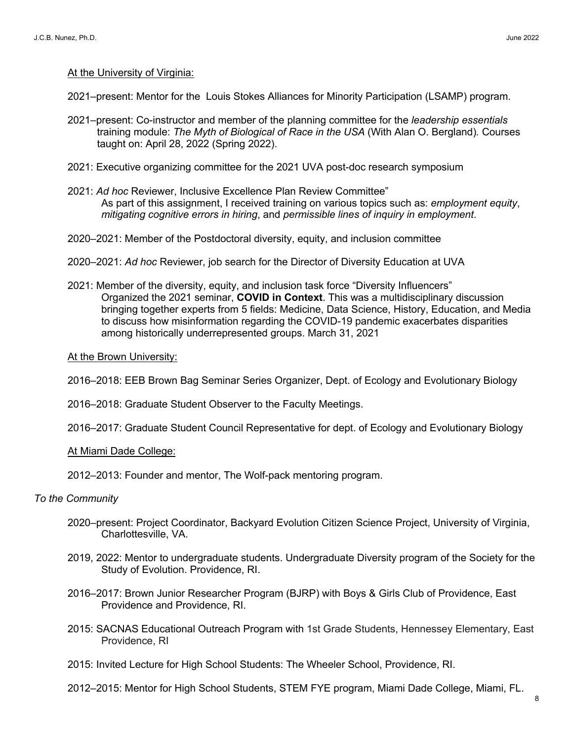At the University of Virginia:

2021–present: Mentor for the Louis Stokes Alliances for Minority Participation (LSAMP) program.

2021–present: Co-instructor and member of the planning committee for the *leadership essentials* training module: *The Myth of Biological of Race in the USA* (With Alan O. Bergland). Courses taught on: April 28, 2022 (Spring 2022).

2021: Executive organizing committee for the 2021 UVA post-doc research symposium

2021: *Ad hoc* Reviewer, Inclusive Excellence Plan Review Committee"
As part of this assignment, I received training on various topics such as: *employment equity*, *mitigating cognitive errors in hiring*, and *permissible lines of inquiry in employment*.

2020–2021: Member of the Postdoctoral diversity, equity, and inclusion committee

2020–2021: *Ad hoc* Reviewer, job search for the Director of Diversity Education at UVA

2021: Member of the diversity, equity, and inclusion task force "Diversity Influencers"
Organized the 2021 seminar, **COVID in Context**. This was a multidisciplinary discussion bringing together experts from 5 fields: Medicine, Data Science, History, Education, and Media to discuss how misinformation regarding the COVID-19 pandemic exacerbates disparities among historically underrepresented groups. March 31, 2021

At the Brown University:

2016–2018: EEB Brown Bag Seminar Series Organizer, Dept. of Ecology and Evolutionary Biology

2016–2018: Graduate Student Observer to the Faculty Meetings.

2016–2017: Graduate Student Council Representative for dept. of Ecology and Evolutionary Biology

At Miami Dade College:

2012–2013: Founder and mentor, The Wolf-pack mentoring program.

*To the Community*

2020–present: Project Coordinator, Backyard Evolution Citizen Science Project, University of Virginia, Charlottesville, VA.

2019, 2022: Mentor to undergraduate students. Undergraduate Diversity program of the Society for the Study of Evolution. Providence, RI.

2016–2017: Brown Junior Researcher Program (BJRP) with Boys & Girls Club of Providence, East Providence and Providence, RI.

2015: SACNAS Educational Outreach Program with 1st Grade Students, Hennessey Elementary, East Providence, RI

2015: Invited Lecture for High School Students: The Wheeler School, Providence, RI.

2012–2015: Mentor for High School Students, STEM FYE program, Miami Dade College, Miami, FL.